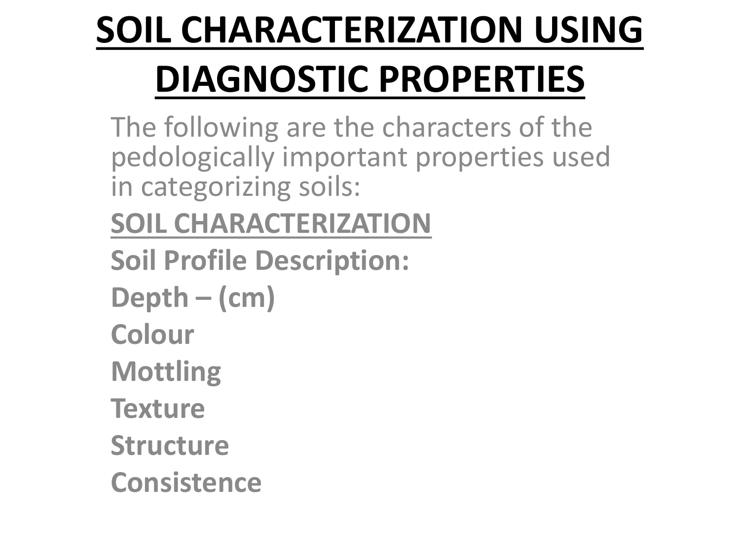# SOIL CHARACTERIZATION USING DIAGNOSTIC PROPERTIES

The following are the characters of the pedologically important properties used in categorizing soils:

**SOIL CHARACTERIZATION**

**Soil Profile Description:**

**Depth – (cm)**

**Colour**

**Mottling**

**Texture**

**Structure**

**Consistence**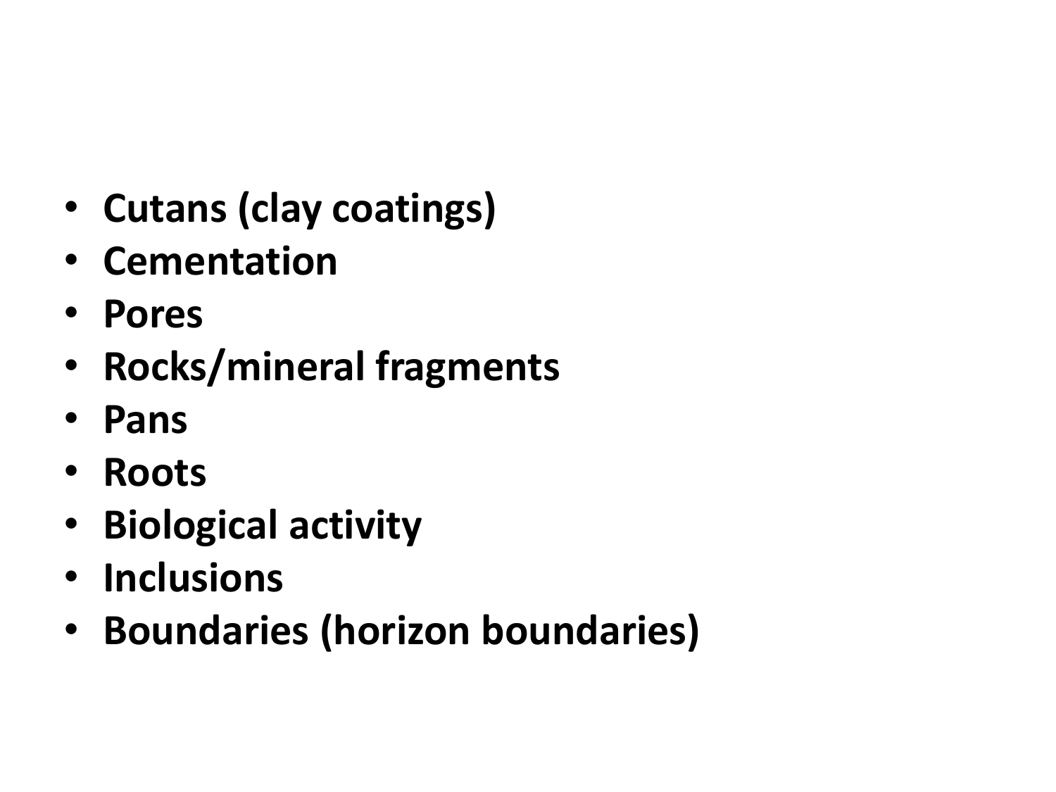- **Cutans (clay coatings)**
- **Cementation**
- **Pores**
- **Rocks/mineral fragments**
- **Pans**
- **Roots**
- **Biological activity**
- **Inclusions**
- **Boundaries (horizon boundaries)**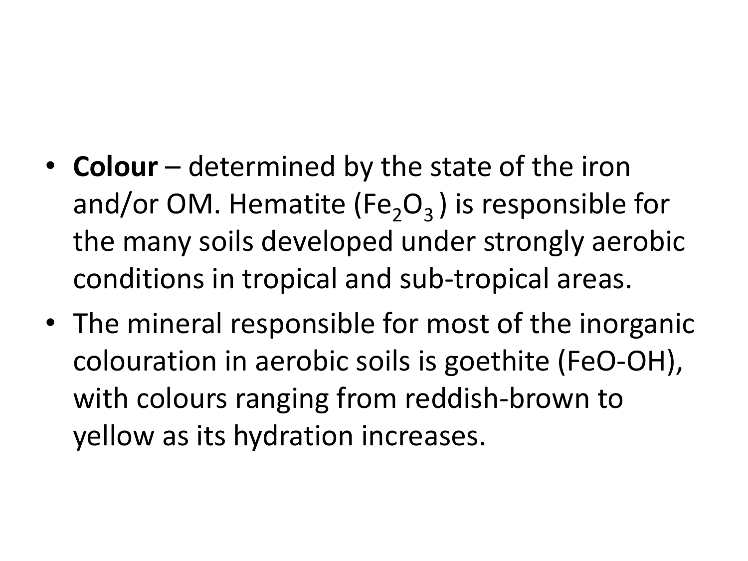- **Colour** – determined by the state of the iron and/or OM. Hematite ($Fe_2O_3$ ) is responsible for the many soils developed under strongly aerobic conditions in tropical and sub-tropical areas.
- The mineral responsible for most of the inorganic colouration in aerobic soils is goethite (FeO-OH), with colours ranging from reddish-brown to yellow as its hydration increases.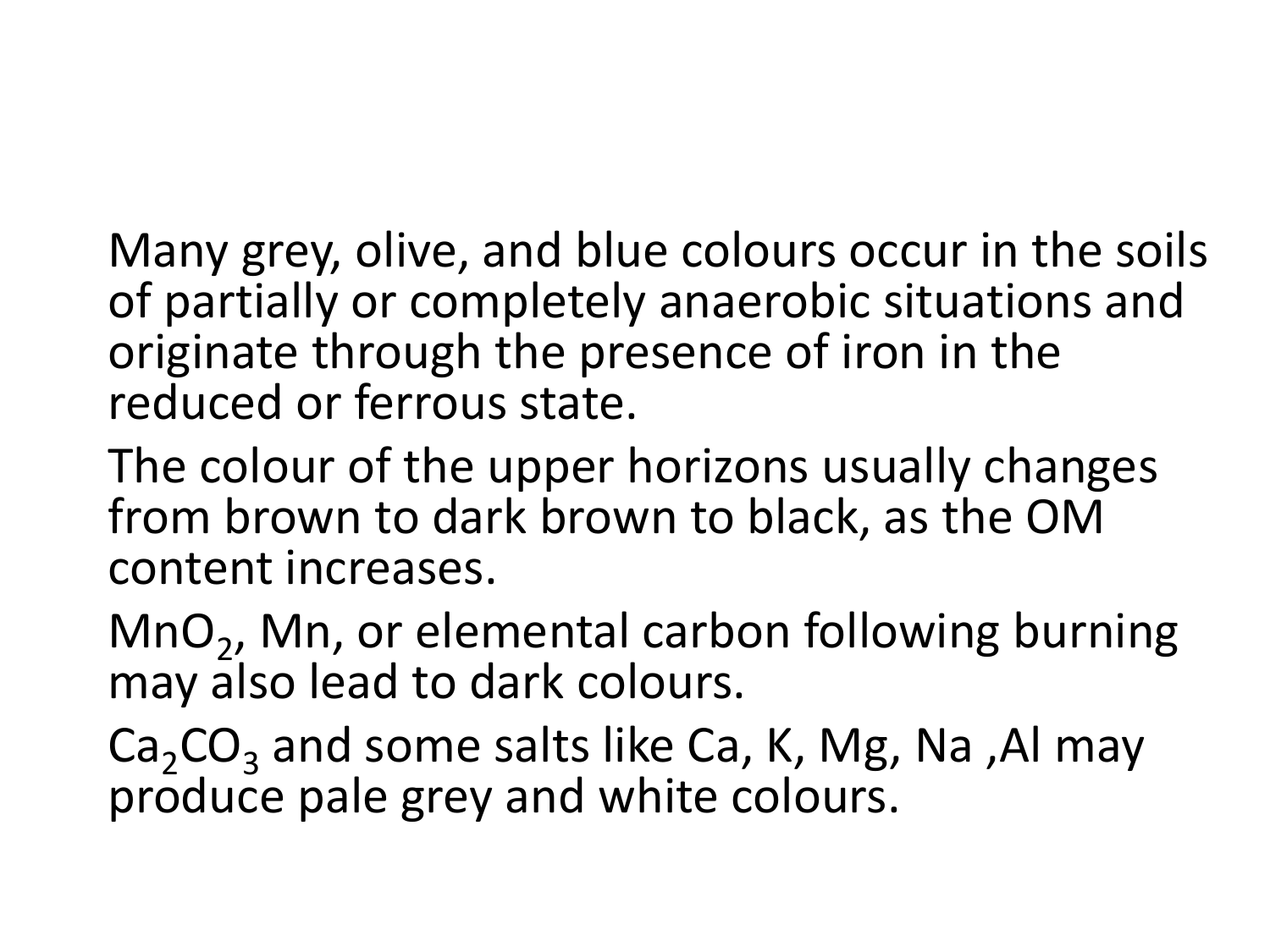Many grey, olive, and blue colours occur in the soils of partially or completely anaerobic situations and originate through the presence of iron in the reduced or ferrous state.

The colour of the upper horizons usually changes from brown to dark brown to black, as the OM content increases.

$MnO_2$, Mn, or elemental carbon following burning may also lead to dark colours.

$Ca_2CO_3$ and some salts like Ca, K, Mg, Na ,Al may produce pale grey and white colours.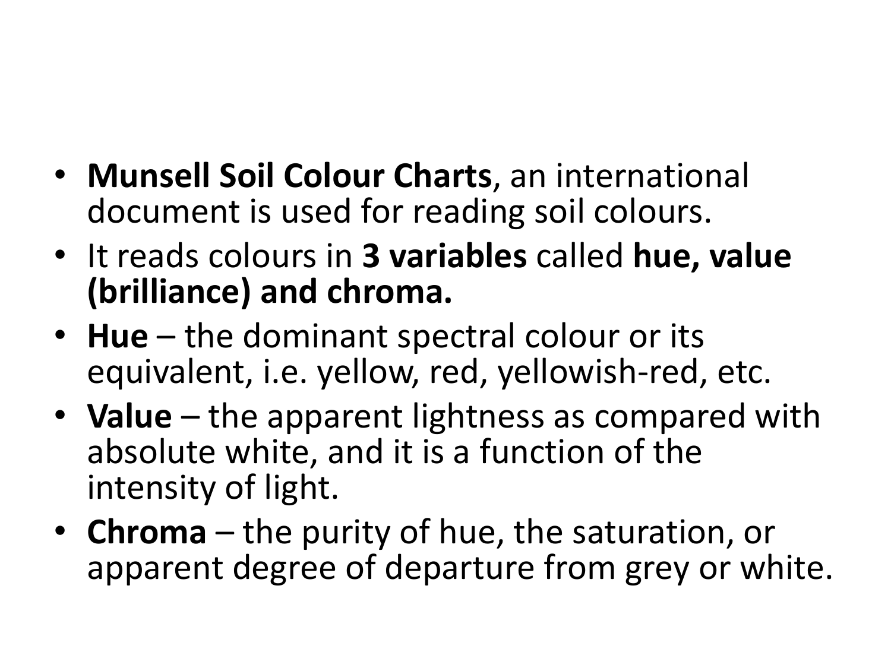- **Munsell Soil Colour Charts**, an international document is used for reading soil colours.
- It reads colours in **3 variables** called **hue, value (brilliance) and chroma.**
- **Hue** – the dominant spectral colour or its equivalent, i.e. yellow, red, yellowish-red, etc.
- **Value** – the apparent lightness as compared with absolute white, and it is a function of the intensity of light.
- **Chroma** – the purity of hue, the saturation, or apparent degree of departure from grey or white.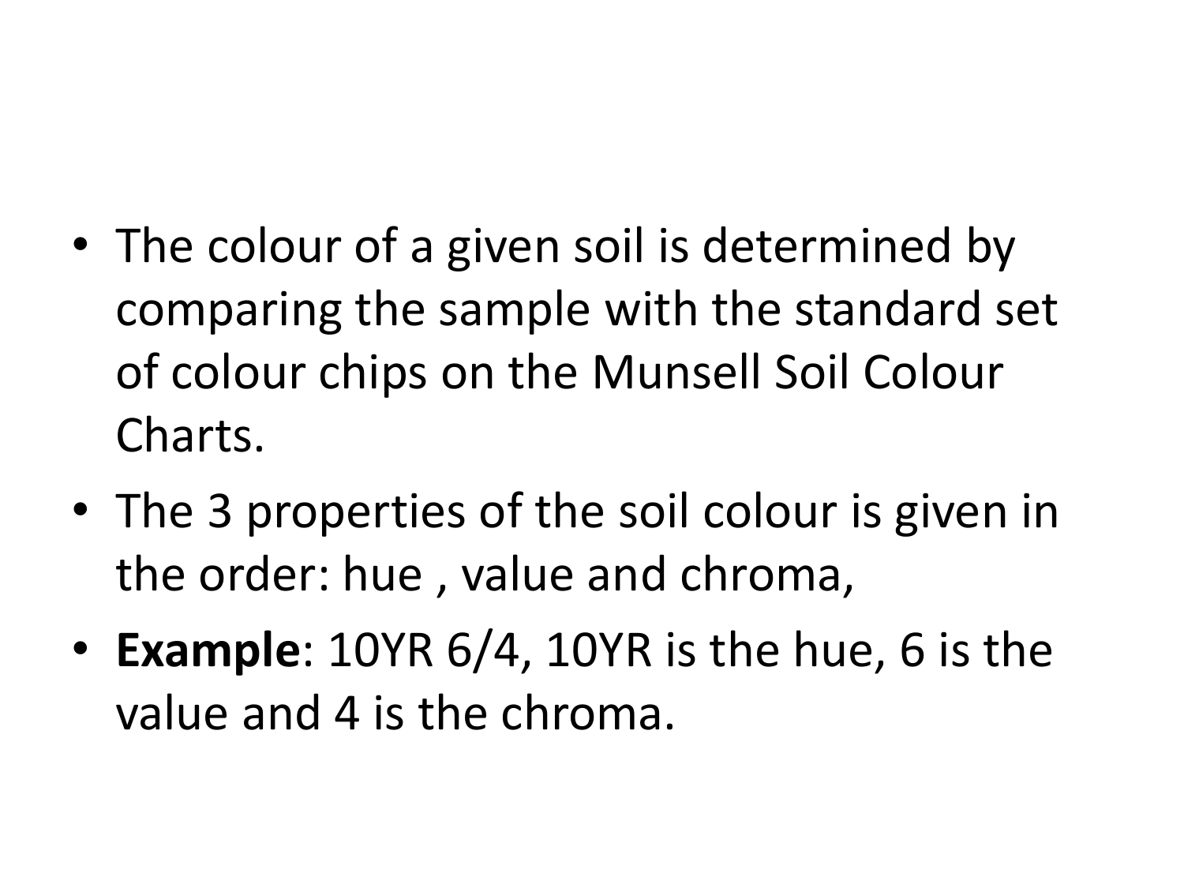- The colour of a given soil is determined by comparing the sample with the standard set of colour chips on the Munsell Soil Colour Charts.
- The 3 properties of the soil colour is given in the order: hue , value and chroma,
- **Example**: 10YR 6/4, 10YR is the hue, 6 is the value and 4 is the chroma.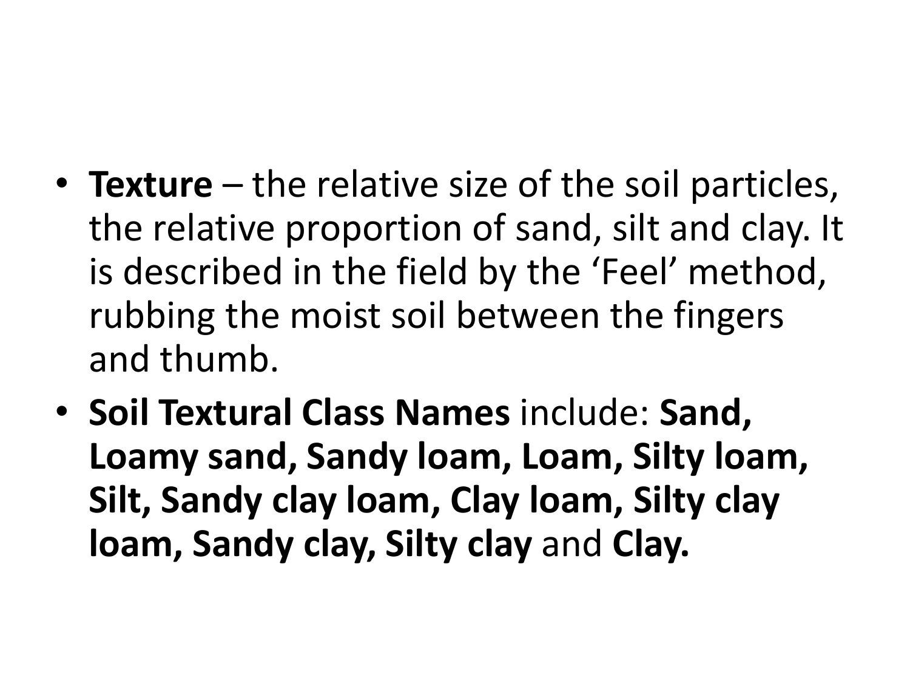- **Texture** – the relative size of the soil particles, the relative proportion of sand, silt and clay. It is described in the field by the 'Feel' method, rubbing the moist soil between the fingers and thumb.
- **Soil Textural Class Names** include: **Sand, Loamy sand, Sandy loam, Loam, Silty loam, Silt, Sandy clay loam, Clay loam, Silty clay loam, Sandy clay, Silty clay** and **Clay.**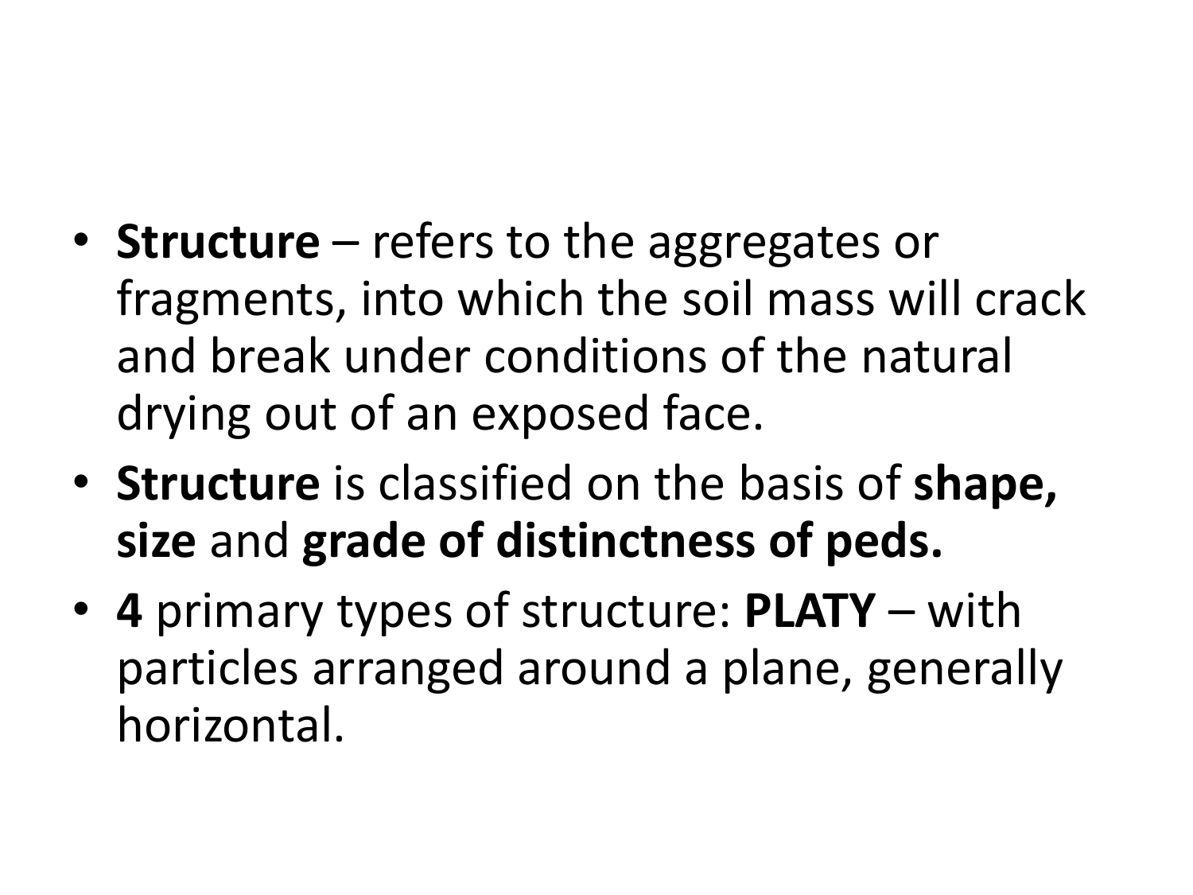- **Structure** – refers to the aggregates or fragments, into which the soil mass will crack and break under conditions of the natural drying out of an exposed face.
- **Structure** is classified on the basis of **shape, size** and **grade of distinctness of peds.**
- **4** primary types of structure: **PLATY** – with particles arranged around a plane, generally horizontal.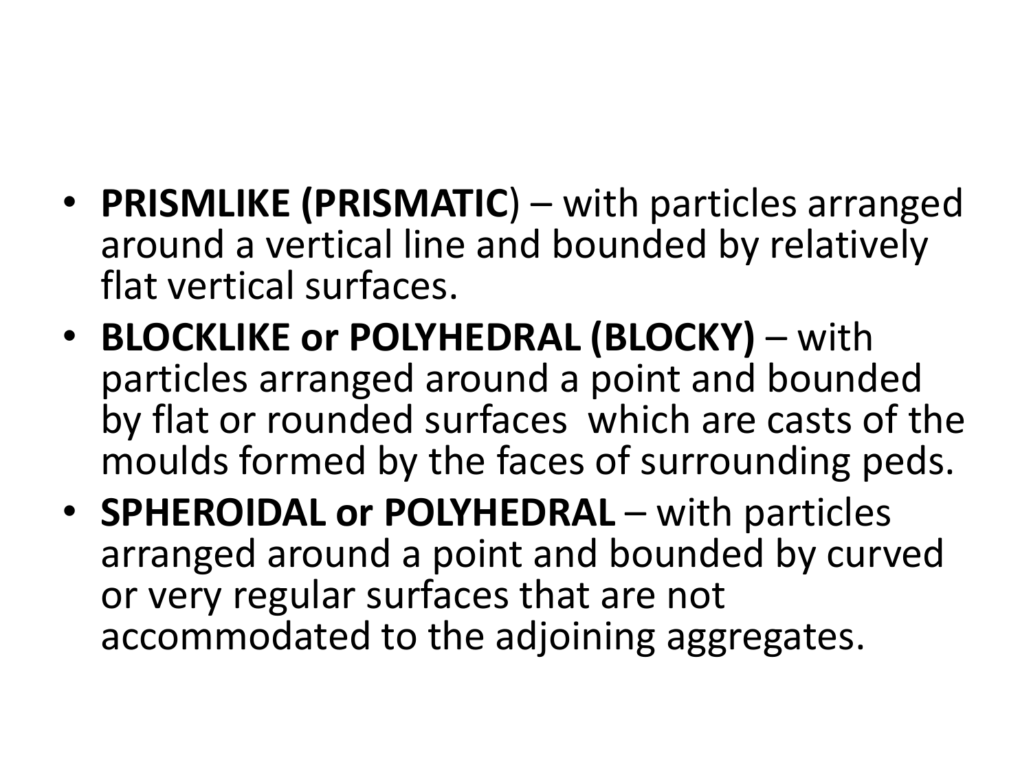- **PRISMLIKE (PRISMATIC**) – with particles arranged around a vertical line and bounded by relatively flat vertical surfaces.
- **BLOCKLIKE or POLYHEDRAL (BLOCKY)** – with particles arranged around a point and bounded by flat or rounded surfaces which are casts of the moulds formed by the faces of surrounding peds.
- **SPHEROIDAL or POLYHEDRAL** – with particles arranged around a point and bounded by curved or very regular surfaces that are not accommodated to the adjoining aggregates.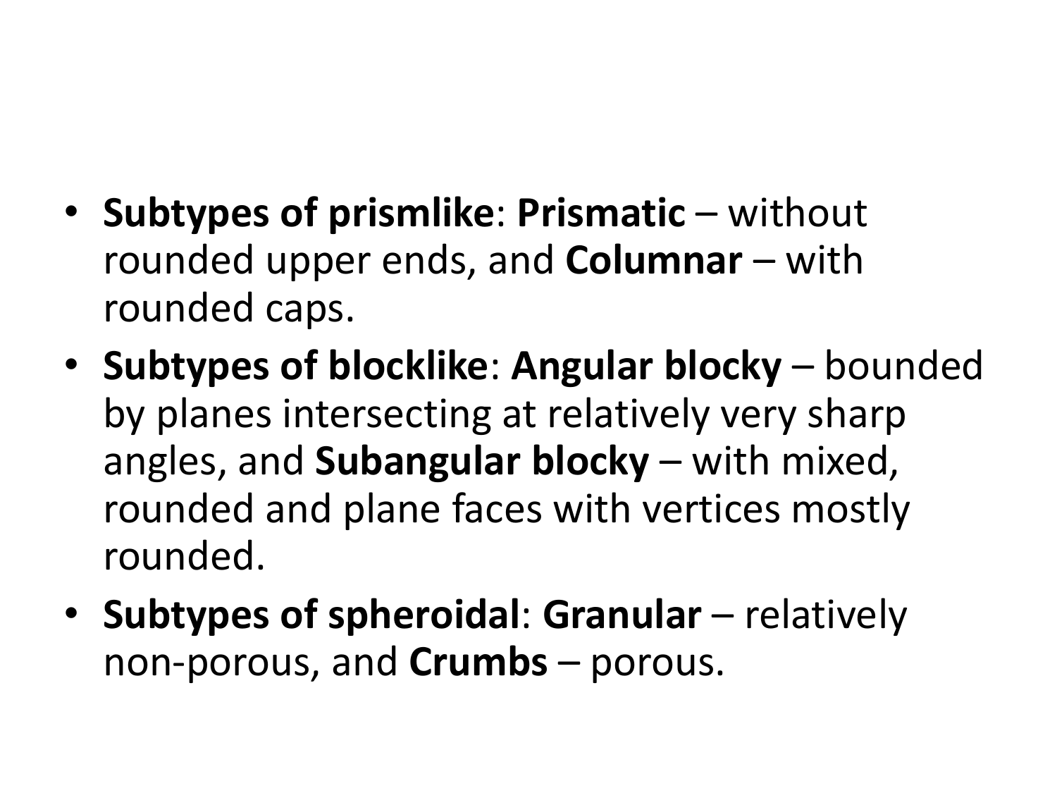- **Subtypes of prismlike**: **Prismatic** – without rounded upper ends, and **Columnar** – with rounded caps.
- **Subtypes of blocklike**: **Angular blocky** – bounded by planes intersecting at relatively very sharp angles, and **Subangular blocky** – with mixed, rounded and plane faces with vertices mostly rounded.
- **Subtypes of spheroidal**: **Granular** – relatively non-porous, and **Crumbs** – porous.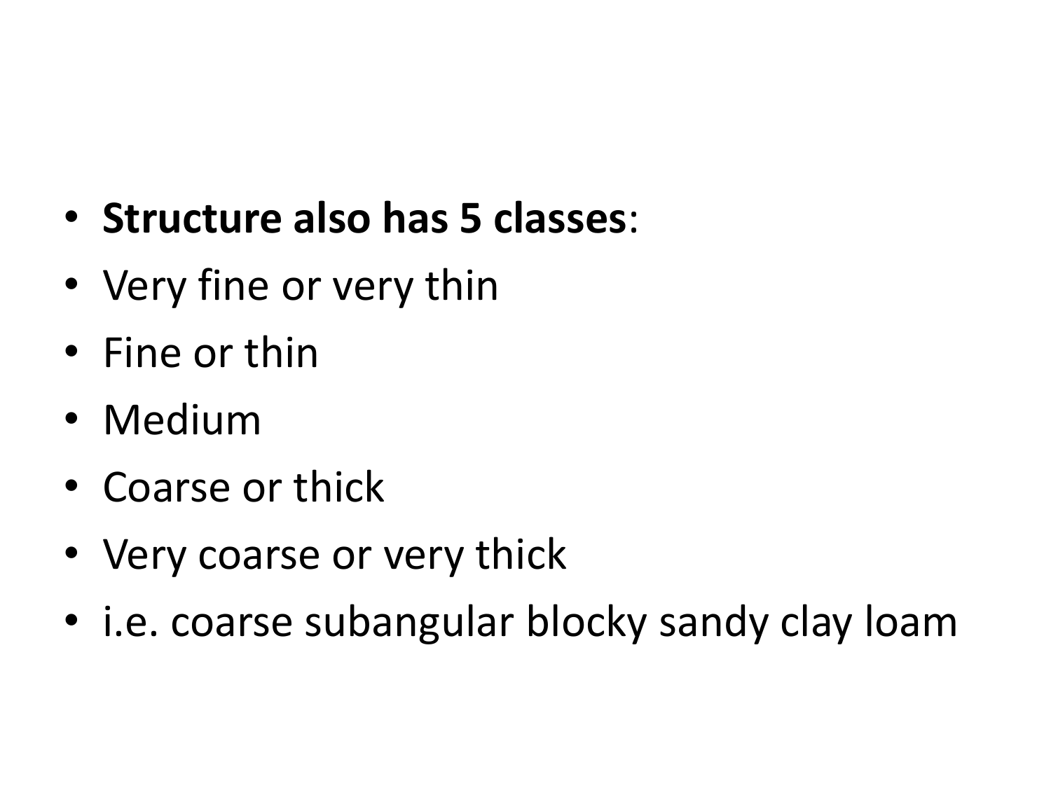- **Structure also has 5 classes**:
- Very fine or very thin
- Fine or thin
- Medium
- Coarse or thick
- Very coarse or very thick
- i.e. coarse subangular blocky sandy clay loam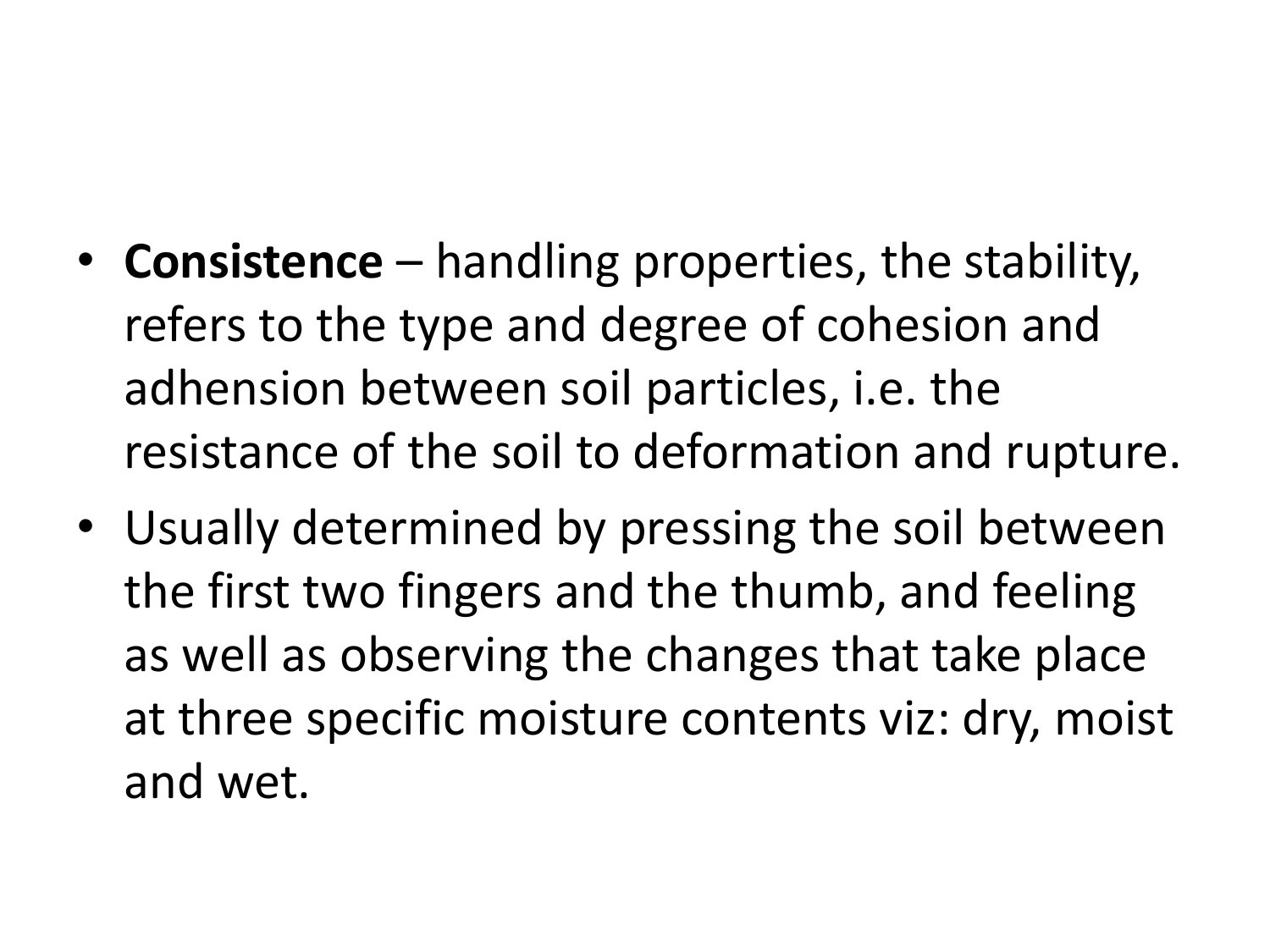- **Consistence** – handling properties, the stability, refers to the type and degree of cohesion and adhension between soil particles, i.e. the resistance of the soil to deformation and rupture.
- Usually determined by pressing the soil between the first two fingers and the thumb, and feeling as well as observing the changes that take place at three specific moisture contents viz: dry, moist and wet.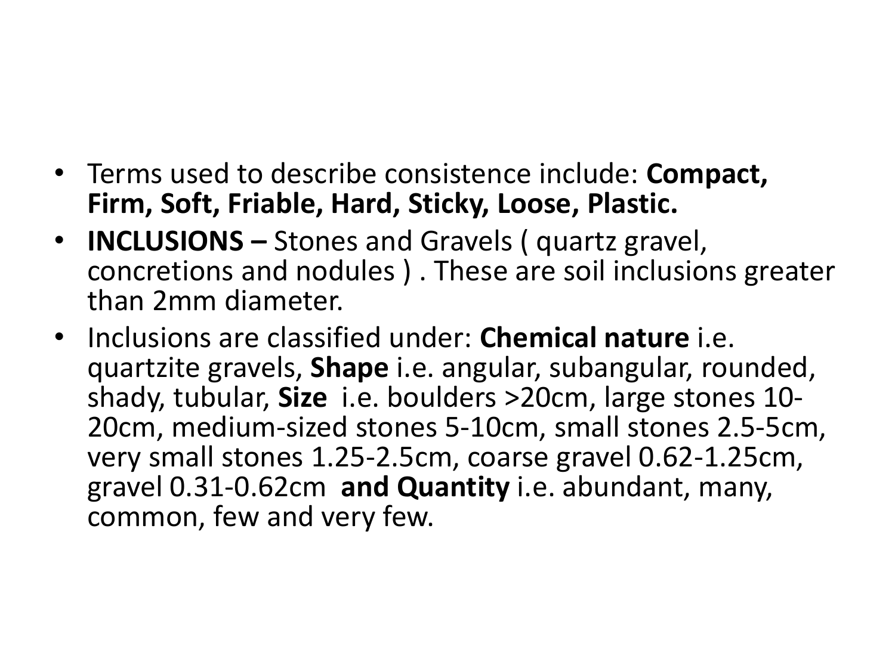- Terms used to describe consistence include: **Compact, Firm, Soft, Friable, Hard, Sticky, Loose, Plastic.**
- **INCLUSIONS –** Stones and Gravels ( quartz gravel, concretions and nodules ) . These are soil inclusions greater than 2mm diameter.
- Inclusions are classified under: **Chemical nature** i.e. quartzite gravels, **Shape** i.e. angular, subangular, rounded, shady, tubular, **Size** i.e. boulders >20cm, large stones 10-20cm, medium-sized stones 5-10cm, small stones 2.5-5cm, very small stones 1.25-2.5cm, coarse gravel 0.62-1.25cm, gravel 0.31-0.62cm **and Quantity** i.e. abundant, many, common, few and very few.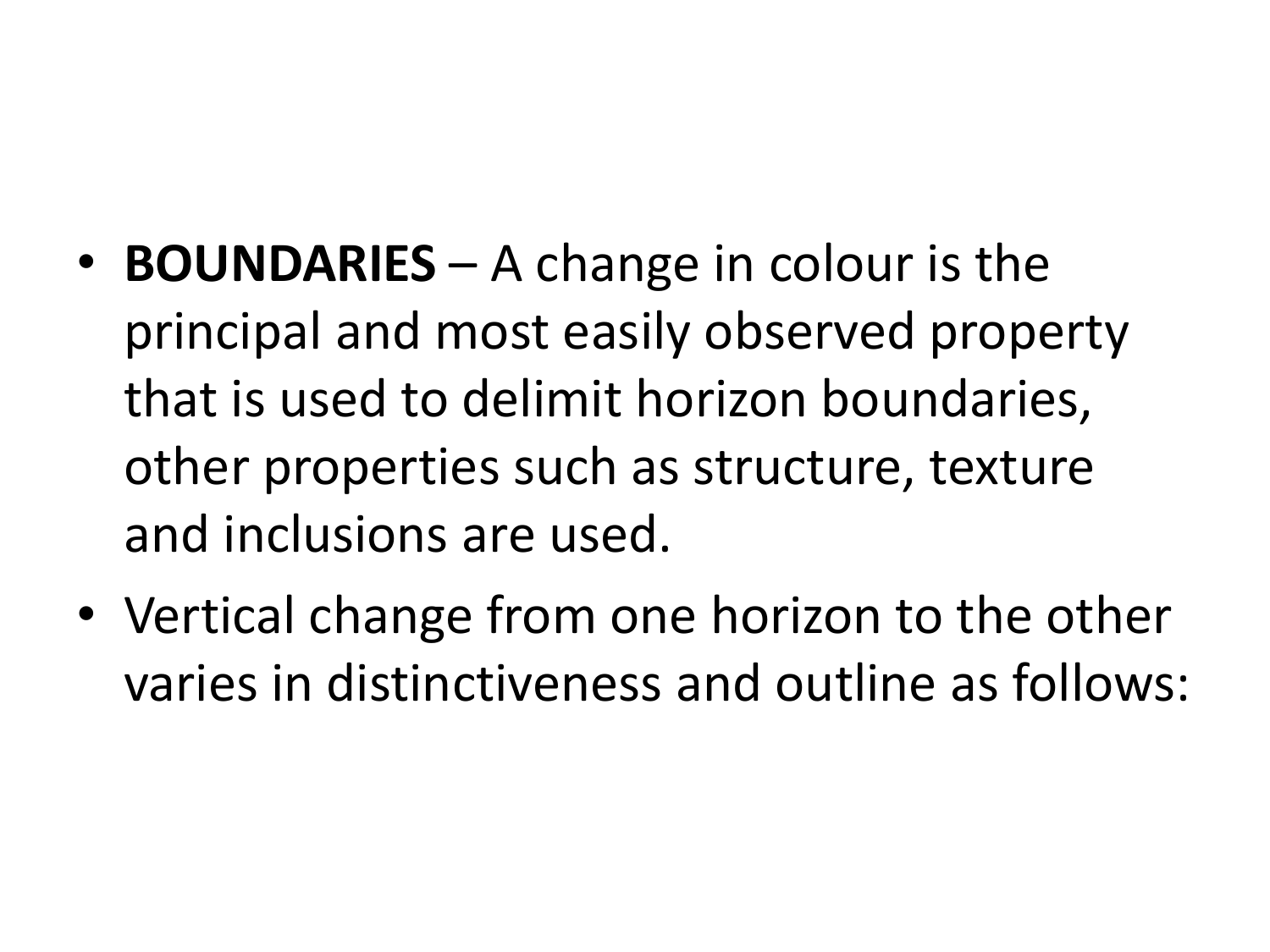- **BOUNDARIES** – A change in colour is the principal and most easily observed property that is used to delimit horizon boundaries, other properties such as structure, texture and inclusions are used.
- Vertical change from one horizon to the other varies in distinctiveness and outline as follows: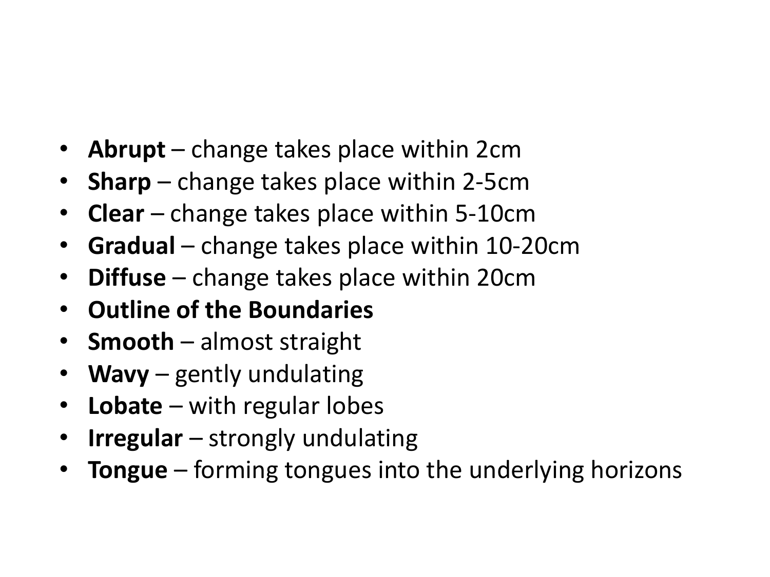- **Abrupt** – change takes place within 2cm
- **Sharp** – change takes place within 2-5cm
- **Clear** – change takes place within 5-10cm
- **Gradual** – change takes place within 10-20cm
- **Diffuse** – change takes place within 20cm
- **Outline of the Boundaries**
- **Smooth** – almost straight
- **Wavy** – gently undulating
- **Lobate** – with regular lobes
- **Irregular** – strongly undulating
- **Tongue** – forming tongues into the underlying horizons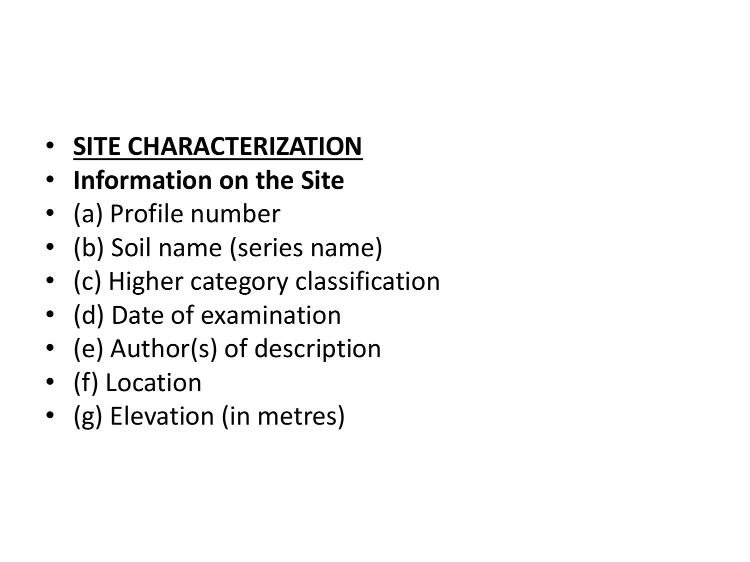- **<u>SITE CHARACTERIZATION</u>**
- **Information on the Site**
- (a) Profile number
- (b) Soil name (series name)
- (c) Higher category classification
- (d) Date of examination
- (e) Author(s) of description
- (f) Location
- (g) Elevation (in metres)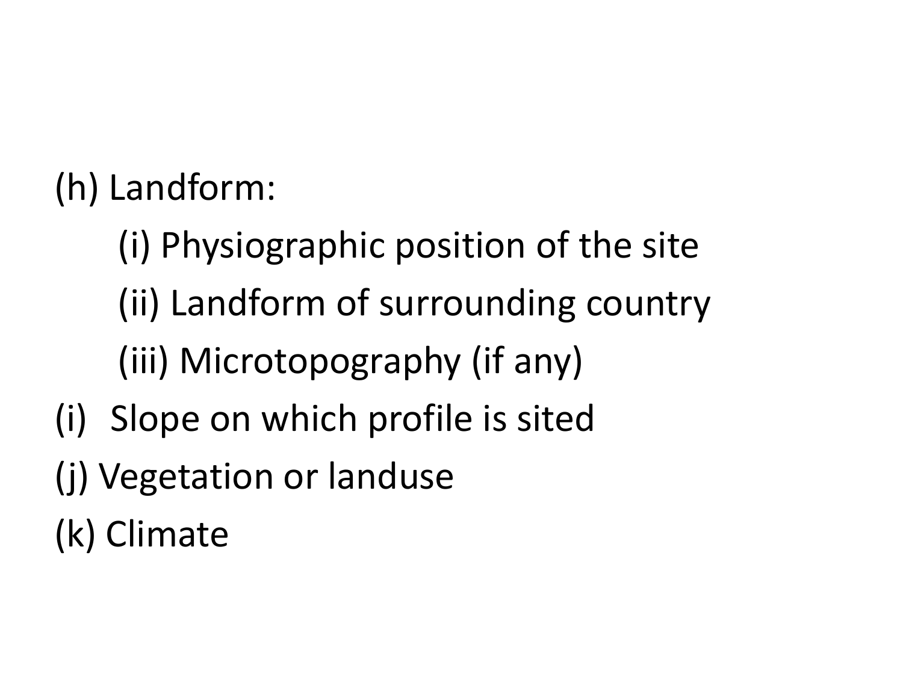(h) Landform:

  (i) Physiographic position of the site

  (ii) Landform of surrounding country

  (iii) Microtopography (if any)

(i) Slope on which profile is sited

(j) Vegetation or landuse

(k) Climate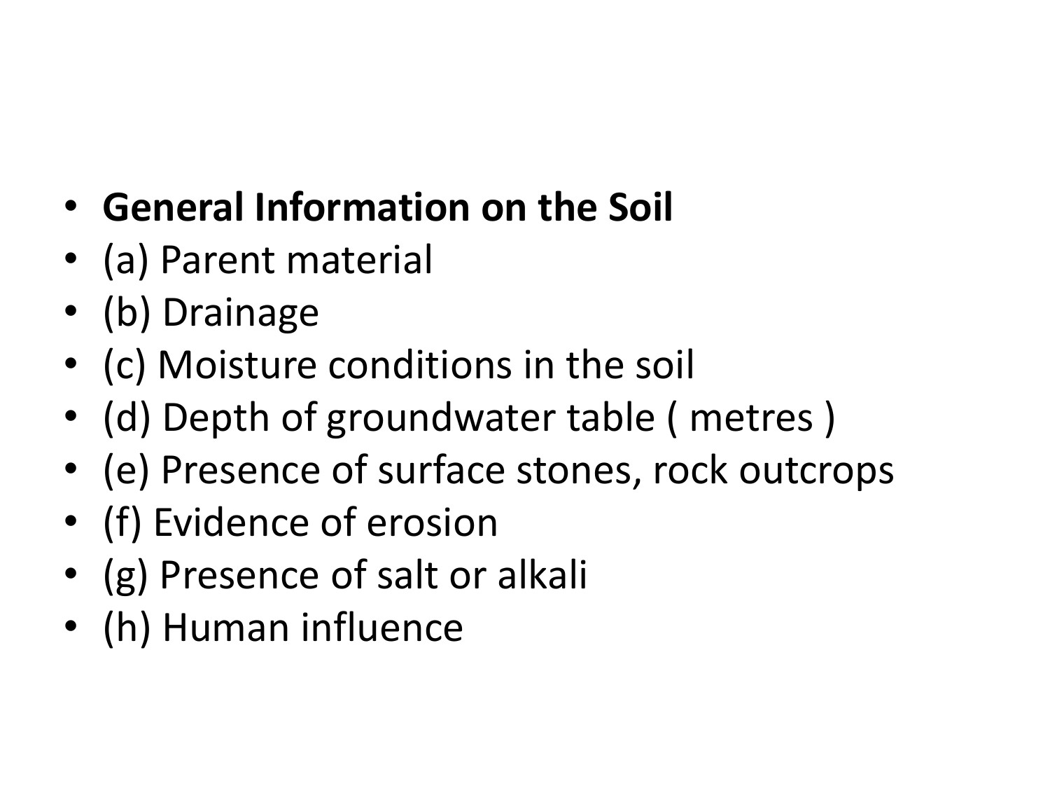- **General Information on the Soil**
- (a) Parent material
- (b) Drainage
- (c) Moisture conditions in the soil
- (d) Depth of groundwater table ( metres )
- (e) Presence of surface stones, rock outcrops
- (f) Evidence of erosion
- (g) Presence of salt or alkali
- (h) Human influence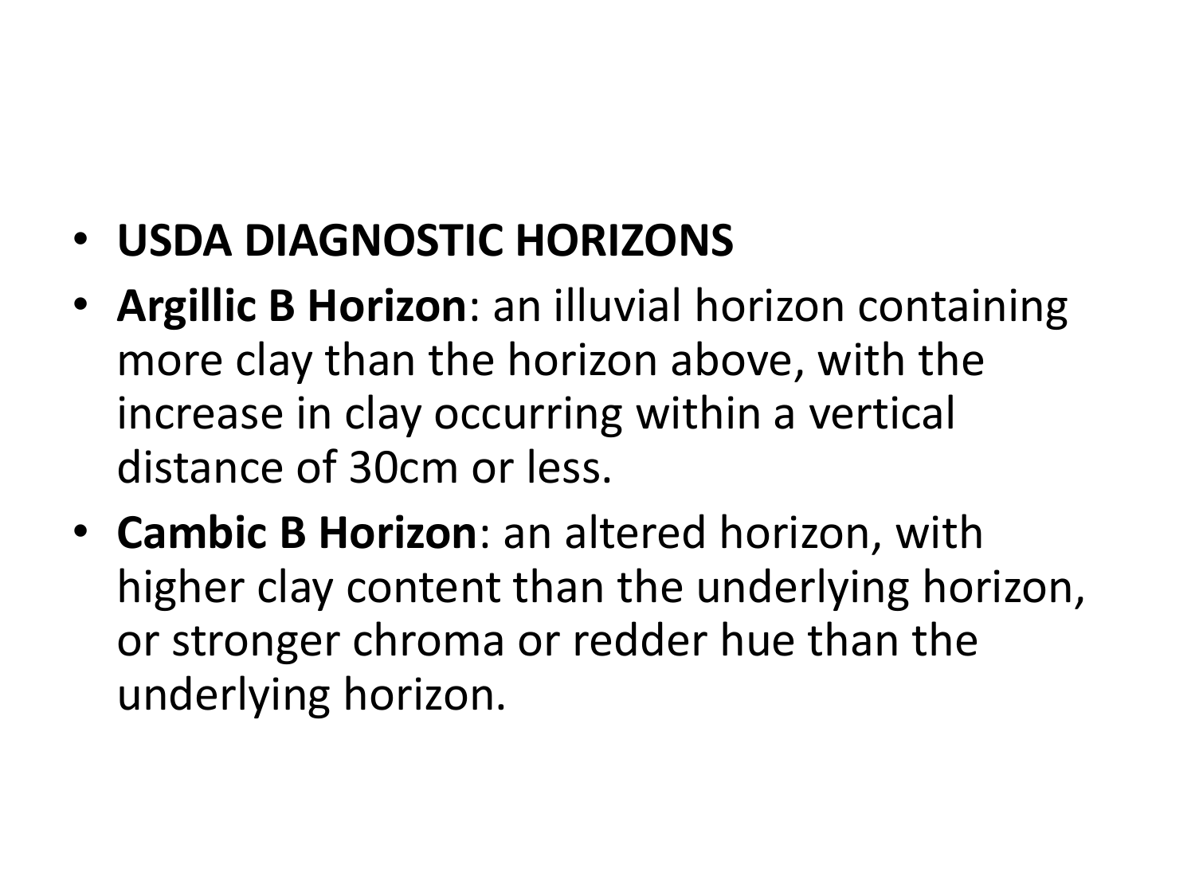- **USDA DIAGNOSTIC HORIZONS**
- **Argillic B Horizon**: an illuvial horizon containing more clay than the horizon above, with the increase in clay occurring within a vertical distance of 30cm or less.
- **Cambic B Horizon**: an altered horizon, with higher clay content than the underlying horizon, or stronger chroma or redder hue than the underlying horizon.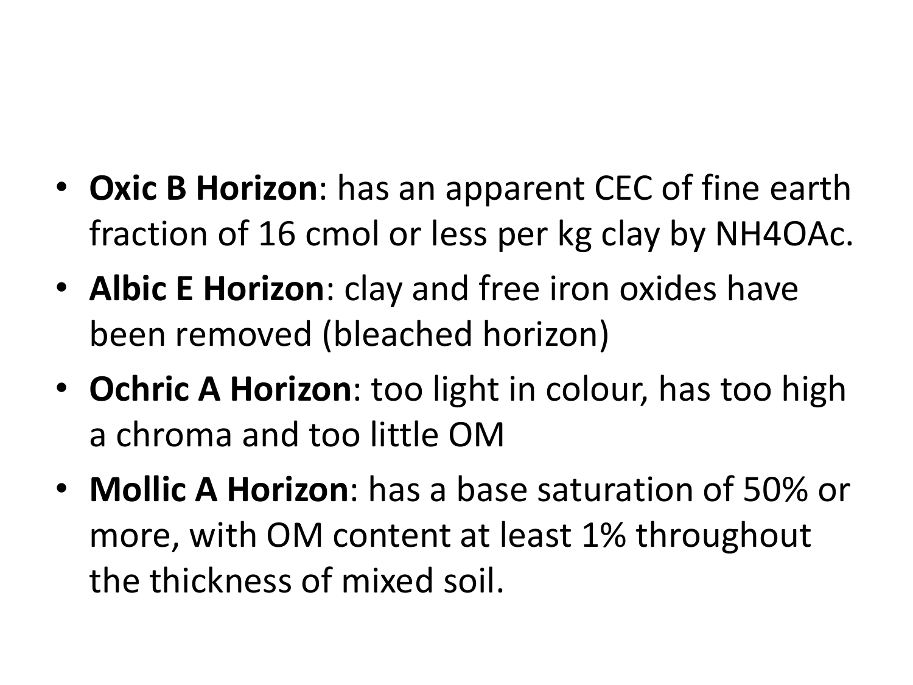- **Oxic B Horizon**: has an apparent CEC of fine earth fraction of 16 cmol or less per kg clay by $NH_4OAc$.
- **Albic E Horizon**: clay and free iron oxides have been removed (bleached horizon)
- **Ochric A Horizon**: too light in colour, has too high a chroma and too little OM
- **Mollic A Horizon**: has a base saturation of 50% or more, with OM content at least 1% throughout the thickness of mixed soil.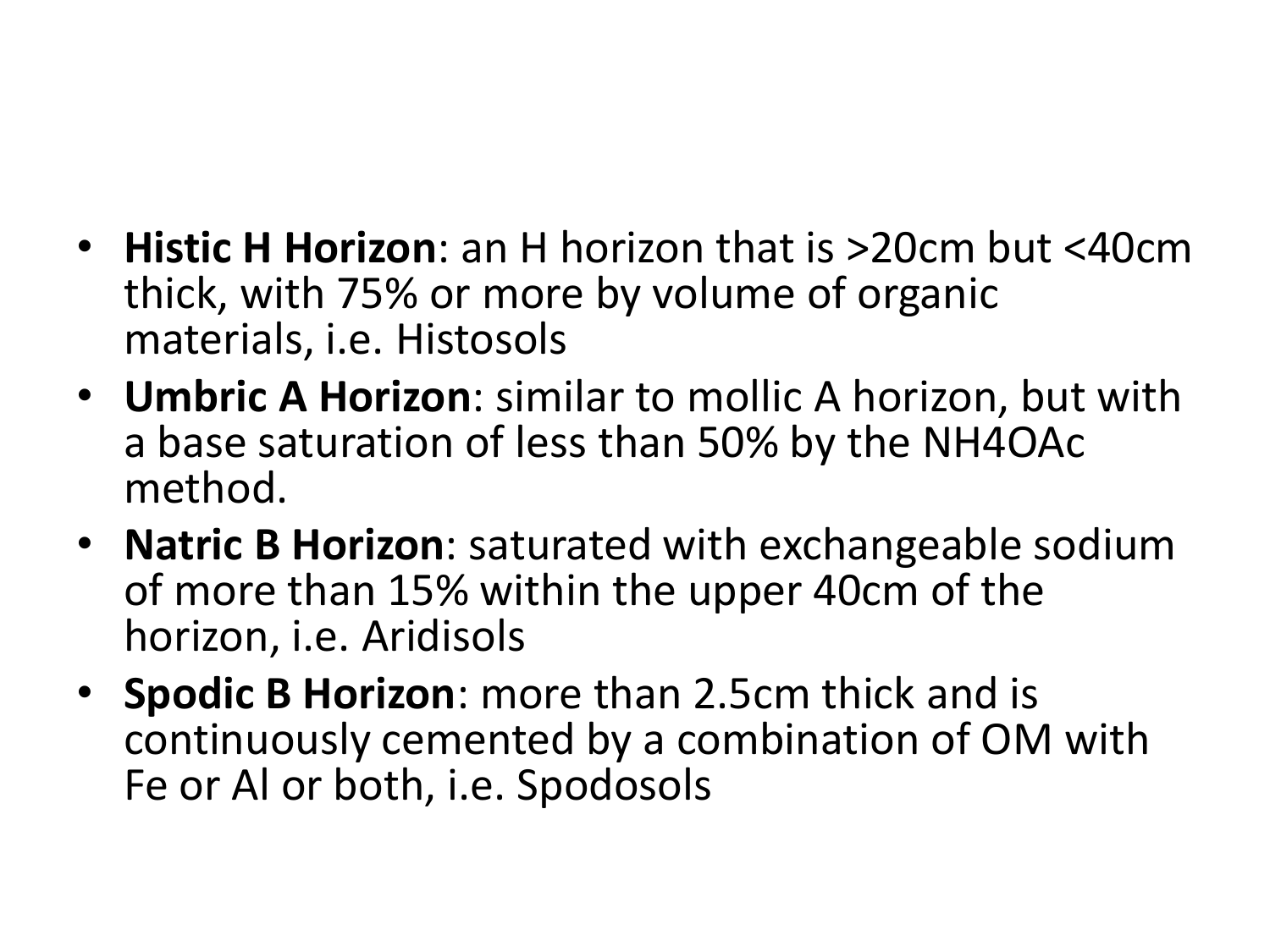- **Histic H Horizon**: an H horizon that is >20cm but <40cm thick, with 75% or more by volume of organic materials, i.e. Histosols
- **Umbric A Horizon**: similar to mollic A horizon, but with a base saturation of less than 50% by the $NH_4OAc$ method.
- **Natric B Horizon**: saturated with exchangeable sodium of more than 15% within the upper 40cm of the horizon, i.e. Aridisols
- **Spodic B Horizon**: more than 2.5cm thick and is continuously cemented by a combination of OM with Fe or Al or both, i.e. Spodosols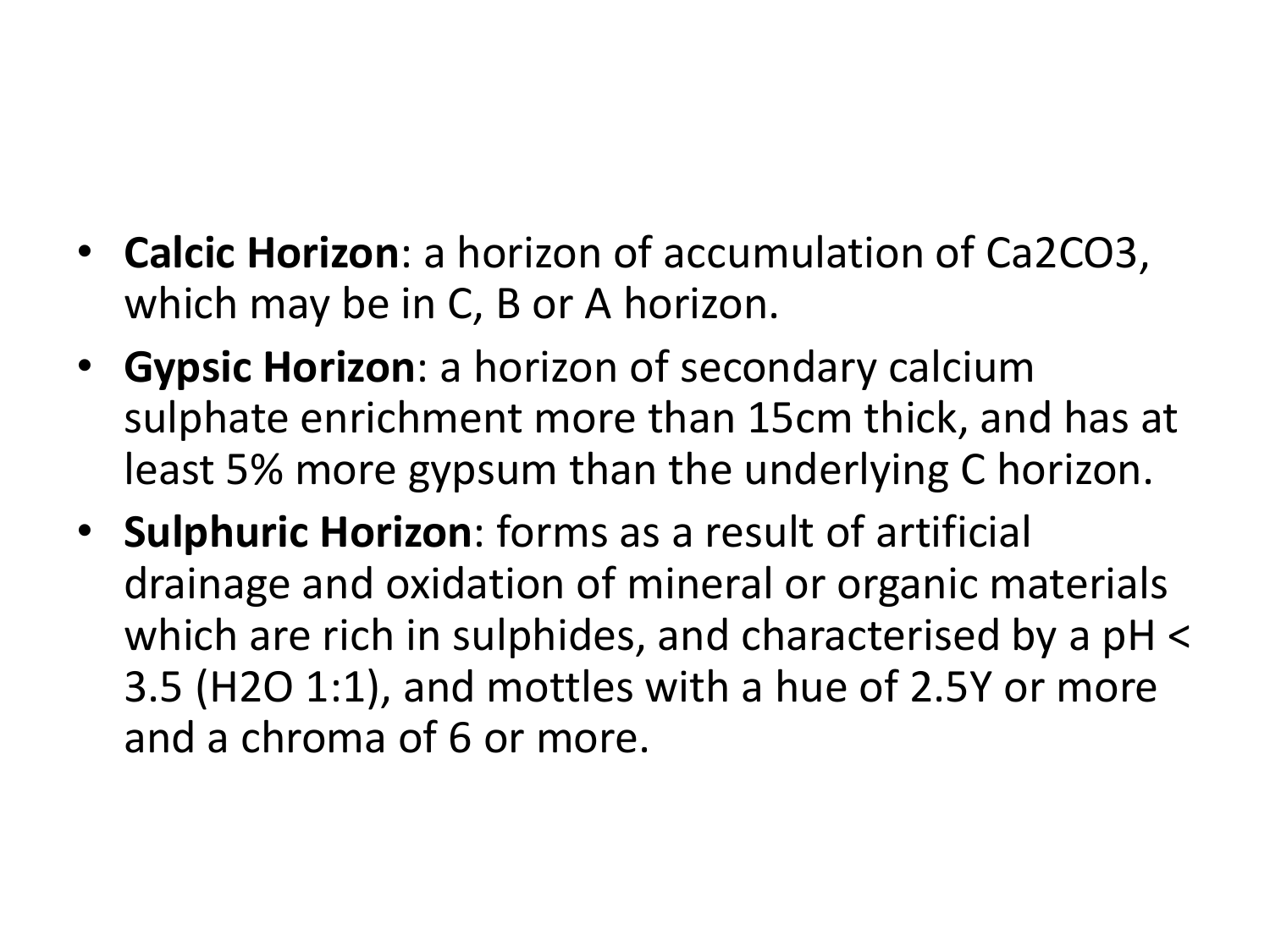- **Calcic Horizon**: a horizon of accumulation of $Ca2CO3$, which may be in C, B or A horizon.
- **Gypsic Horizon**: a horizon of secondary calcium sulphate enrichment more than 15cm thick, and has at least 5% more gypsum than the underlying C horizon.
- **Sulphuric Horizon**: forms as a result of artificial drainage and oxidation of mineral or organic materials which are rich in sulphides, and characterised by a pH < 3.5 ($H2O$ 1:1), and mottles with a hue of 2.5Y or more and a chroma of 6 or more.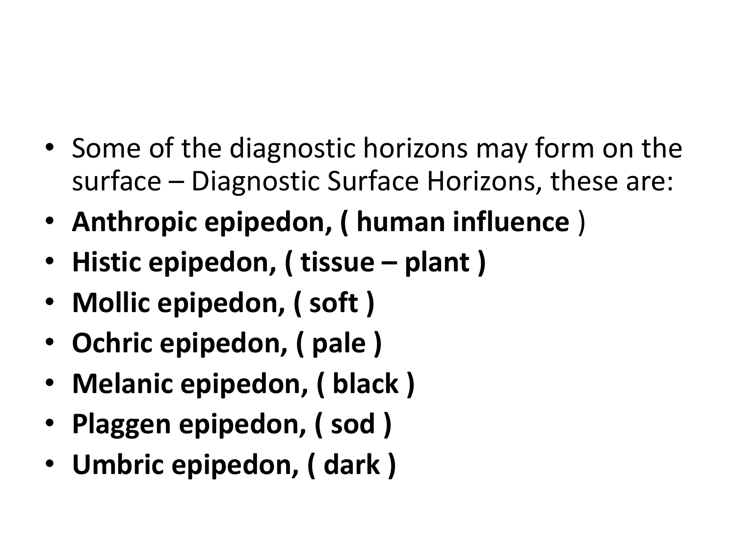- Some of the diagnostic horizons may form on the surface – Diagnostic Surface Horizons, these are:
- **Anthropic epipedon, ( human influence** )
- **Histic epipedon, ( tissue – plant )**
- **Mollic epipedon, ( soft )**
- **Ochric epipedon, ( pale )**
- **Melanic epipedon, ( black )**
- **Plaggen epipedon, ( sod )**
- **Umbric epipedon, ( dark )**